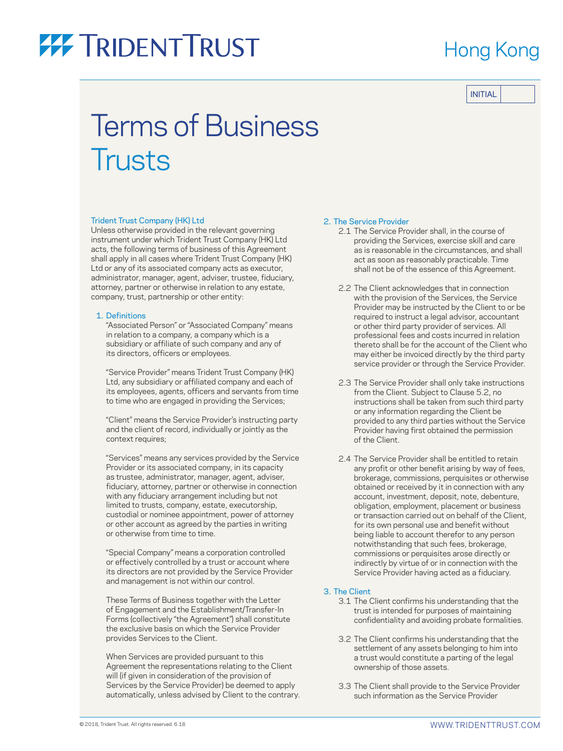# TRIDENT TRUST

Hong Kong

INITIAL

# Terms of Business
# Trusts

### Trident Trust Company (HK) Ltd

Unless otherwise provided in the relevant governing instrument under which Trident Trust Company (HK) Ltd acts, the following terms of business of this Agreement shall apply in all cases where Trident Trust Company (HK) Ltd or any of its associated company acts as executor, administrator, manager, agent, adviser, trustee, fiduciary, attorney, partner or otherwise in relation to any estate, company, trust, partnership or other entity:

### 1. Definitions

"Associated Person" or "Associated Company" means in relation to a company, a company which is a subsidiary or affiliate of such company and any of its directors, officers or employees.

"Service Provider" means Trident Trust Company (HK) Ltd, any subsidiary or affiliated company and each of its employees, agents, officers and servants from time to time who are engaged in providing the Services;

"Client" means the Service Provider's instructing party and the client of record, individually or jointly as the context requires;

"Services" means any services provided by the Service Provider or its associated company, in its capacity as trustee, administrator, manager, agent, adviser, fiduciary, attorney, partner or otherwise in connection with any fiduciary arrangement including but not limited to trusts, company, estate, executorship, custodial or nominee appointment, power of attorney or other account as agreed by the parties in writing or otherwise from time to time.

"Special Company" means a corporation controlled or effectively controlled by a trust or account where its directors are not provided by the Service Provider and management is not within our control.

These Terms of Business together with the Letter of Engagement and the Establishment/Transfer-In Forms (collectively "the Agreement") shall constitute the exclusive basis on which the Service Provider provides Services to the Client.

When Services are provided pursuant to this Agreement the representations relating to the Client will (if given in consideration of the provision of Services by the Service Provider) be deemed to apply automatically, unless advised by Client to the contrary.

### 2. The Service Provider

2.1 The Service Provider shall, in the course of providing the Services, exercise skill and care as is reasonable in the circumstances, and shall act as soon as reasonably practicable. Time shall not be of the essence of this Agreement.

2.2 The Client acknowledges that in connection with the provision of the Services, the Service Provider may be instructed by the Client to or be required to instruct a legal advisor, accountant or other third party provider of services. All professional fees and costs incurred in relation thereto shall be for the account of the Client who may either be invoiced directly by the third party service provider or through the Service Provider.

2.3 The Service Provider shall only take instructions from the Client. Subject to Clause 5.2, no instructions shall be taken from such third party or any information regarding the Client be provided to any third parties without the Service Provider having first obtained the permission of the Client.

2.4 The Service Provider shall be entitled to retain any profit or other benefit arising by way of fees, brokerage, commissions, perquisites or otherwise obtained or received by it in connection with any account, investment, deposit, note, debenture, obligation, employment, placement or business or transaction carried out on behalf of the Client, for its own personal use and benefit without being liable to account therefor to any person notwithstanding that such fees, brokerage, commissions or perquisites arose directly or indirectly by virtue of or in connection with the Service Provider having acted as a fiduciary.

### 3. The Client

3.1 The Client confirms his understanding that the trust is intended for purposes of maintaining confidentiality and avoiding probate formalities.

3.2 The Client confirms his understanding that the settlement of any assets belonging to him into a trust would constitute a parting of the legal ownership of those assets.

3.3 The Client shall provide to the Service Provider such information as the Service Provider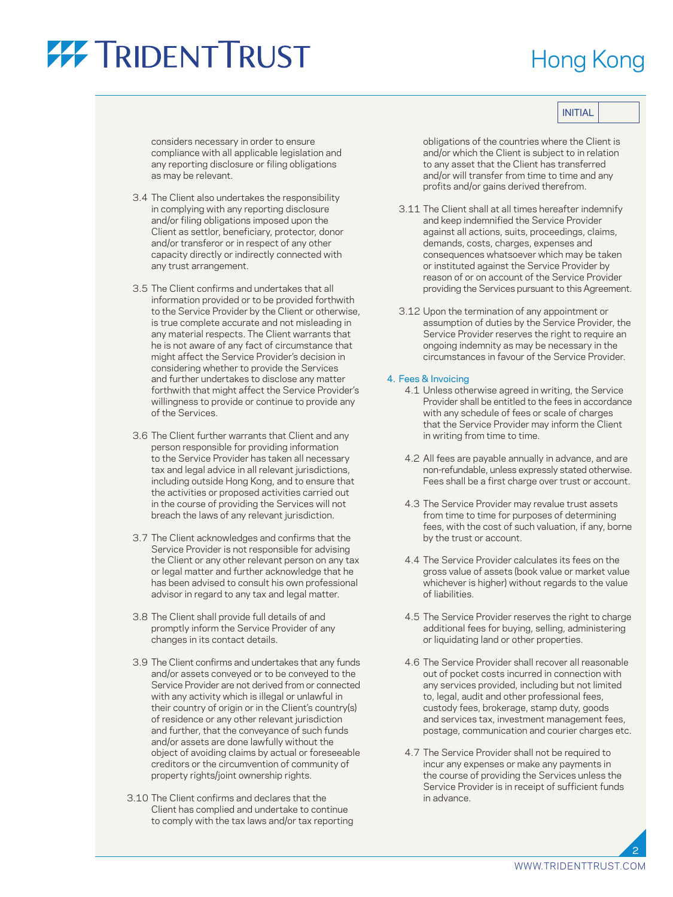INITIAL

considers necessary in order to ensure compliance with all applicable legislation and any reporting disclosure or filing obligations as may be relevant.

3.4 The Client also undertakes the responsibility in complying with any reporting disclosure and/or filing obligations imposed upon the Client as settlor, beneficiary, protector, donor and/or transferor or in respect of any other capacity directly or indirectly connected with any trust arrangement.

3.5 The Client confirms and undertakes that all information provided or to be provided forthwith to the Service Provider by the Client or otherwise, is true complete accurate and not misleading in any material respects. The Client warrants that he is not aware of any fact of circumstance that might affect the Service Provider's decision in considering whether to provide the Services and further undertakes to disclose any matter forthwith that might affect the Service Provider's willingness to provide or continue to provide any of the Services.

3.6 The Client further warrants that Client and any person responsible for providing information to the Service Provider has taken all necessary tax and legal advice in all relevant jurisdictions, including outside Hong Kong, and to ensure that the activities or proposed activities carried out in the course of providing the Services will not breach the laws of any relevant jurisdiction.

3.7 The Client acknowledges and confirms that the Service Provider is not responsible for advising the Client or any other relevant person on any tax or legal matter and further acknowledge that he has been advised to consult his own professional advisor in regard to any tax and legal matter.

3.8 The Client shall provide full details of and promptly inform the Service Provider of any changes in its contact details.

3.9 The Client confirms and undertakes that any funds and/or assets conveyed or to be conveyed to the Service Provider are not derived from or connected with any activity which is illegal or unlawful in their country of origin or in the Client's country(s) of residence or any other relevant jurisdiction and further, that the conveyance of such funds and/or assets are done lawfully without the object of avoiding claims by actual or foreseeable creditors or the circumvention of community of property rights/joint ownership rights.

3.10 The Client confirms and declares that the Client has complied and undertake to continue to comply with the tax laws and/or tax reporting obligations of the countries where the Client is and/or which the Client is subject to in relation to any asset that the Client has transferred and/or will transfer from time to time and any profits and/or gains derived therefrom.

3.11 The Client shall at all times hereafter indemnify and keep indemnified the Service Provider against all actions, suits, proceedings, claims, demands, costs, charges, expenses and consequences whatsoever which may be taken or instituted against the Service Provider by reason of or on account of the Service Provider providing the Services pursuant to this Agreement.

3.12 Upon the termination of any appointment or assumption of duties by the Service Provider, the Service Provider reserves the right to require an ongoing indemnity as may be necessary in the circumstances in favour of the Service Provider.

## 4. Fees & Invoicing

4.1 Unless otherwise agreed in writing, the Service Provider shall be entitled to the fees in accordance with any schedule of fees or scale of charges that the Service Provider may inform the Client in writing from time to time.

4.2 All fees are payable annually in advance, and are non-refundable, unless expressly stated otherwise. Fees shall be a first charge over trust or account.

4.3 The Service Provider may revalue trust assets from time to time for purposes of determining fees, with the cost of such valuation, if any, borne by the trust or account.

4.4 The Service Provider calculates its fees on the gross value of assets (book value or market value whichever is higher) without regards to the value of liabilities.

4.5 The Service Provider reserves the right to charge additional fees for buying, selling, administering or liquidating land or other properties.

4.6 The Service Provider shall recover all reasonable out of pocket costs incurred in connection with any services provided, including but not limited to, legal, audit and other professional fees, custody fees, brokerage, stamp duty, goods and services tax, investment management fees, postage, communication and courier charges etc.

4.7 The Service Provider shall not be required to incur any expenses or make any payments in the course of providing the Services unless the Service Provider is in receipt of sufficient funds in advance.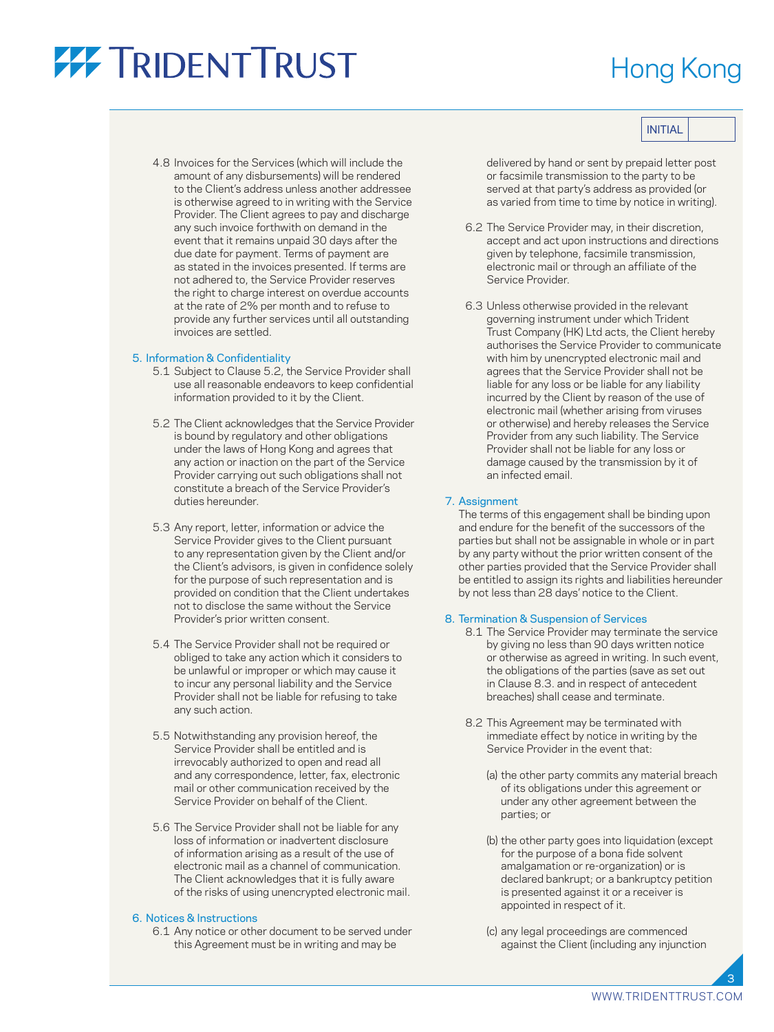4.8 Invoices for the Services (which will include the amount of any disbursements) will be rendered to the Client's address unless another addressee is otherwise agreed to in writing with the Service Provider. The Client agrees to pay and discharge any such invoice forthwith on demand in the event that it remains unpaid 30 days after the due date for payment. Terms of payment are as stated in the invoices presented. If terms are not adhered to, the Service Provider reserves the right to charge interest on overdue accounts at the rate of 2% per month and to refuse to provide any further services until all outstanding invoices are settled.

## 5. Information & Confidentiality

5.1 Subject to Clause 5.2, the Service Provider shall use all reasonable endeavors to keep confidential information provided to it by the Client.

5.2 The Client acknowledges that the Service Provider is bound by regulatory and other obligations under the laws of Hong Kong and agrees that any action or inaction on the part of the Service Provider carrying out such obligations shall not constitute a breach of the Service Provider's duties hereunder.

5.3 Any report, letter, information or advice the Service Provider gives to the Client pursuant to any representation given by the Client and/or the Client's advisors, is given in confidence solely for the purpose of such representation and is provided on condition that the Client undertakes not to disclose the same without the Service Provider's prior written consent.

5.4 The Service Provider shall not be required or obliged to take any action which it considers to be unlawful or improper or which may cause it to incur any personal liability and the Service Provider shall not be liable for refusing to take any such action.

5.5 Notwithstanding any provision hereof, the Service Provider shall be entitled and is irrevocably authorized to open and read all and any correspondence, letter, fax, electronic mail or other communication received by the Service Provider on behalf of the Client.

5.6 The Service Provider shall not be liable for any loss of information or inadvertent disclosure of information arising as a result of the use of electronic mail as a channel of communication. The Client acknowledges that it is fully aware of the risks of using unencrypted electronic mail.

## 6. Notices & Instructions

6.1 Any notice or other document to be served under this Agreement must be in writing and may be delivered by hand or sent by prepaid letter post or facsimile transmission to the party to be served at that party's address as provided (or as varied from time to time by notice in writing).

6.2 The Service Provider may, in their discretion, accept and act upon instructions and directions given by telephone, facsimile transmission, electronic mail or through an affiliate of the Service Provider.

6.3 Unless otherwise provided in the relevant governing instrument under which Trident Trust Company (HK) Ltd acts, the Client hereby authorises the Service Provider to communicate with him by unencrypted electronic mail and agrees that the Service Provider shall not be liable for any loss or be liable for any liability incurred by the Client by reason of the use of electronic mail (whether arising from viruses or otherwise) and hereby releases the Service Provider from any such liability. The Service Provider shall not be liable for any loss or damage caused by the transmission by it of an infected email.

## 7. Assignment

The terms of this engagement shall be binding upon and endure for the benefit of the successors of the parties but shall not be assignable in whole or in part by any party without the prior written consent of the other parties provided that the Service Provider shall be entitled to assign its rights and liabilities hereunder by not less than 28 days' notice to the Client.

## 8. Termination & Suspension of Services

8.1 The Service Provider may terminate the service by giving no less than 90 days written notice or otherwise as agreed in writing. In such event, the obligations of the parties (save as set out in Clause 8.3. and in respect of antecedent breaches) shall cease and terminate.

8.2 This Agreement may be terminated with immediate effect by notice in writing by the Service Provider in the event that:

(a) the other party commits any material breach of its obligations under this agreement or under any other agreement between the parties; or

(b) the other party goes into liquidation (except for the purpose of a bona fide solvent amalgamation or re-organization) or is declared bankrupt; or a bankruptcy petition is presented against it or a receiver is appointed in respect of it.

(c) any legal proceedings are commenced against the Client (including any injunction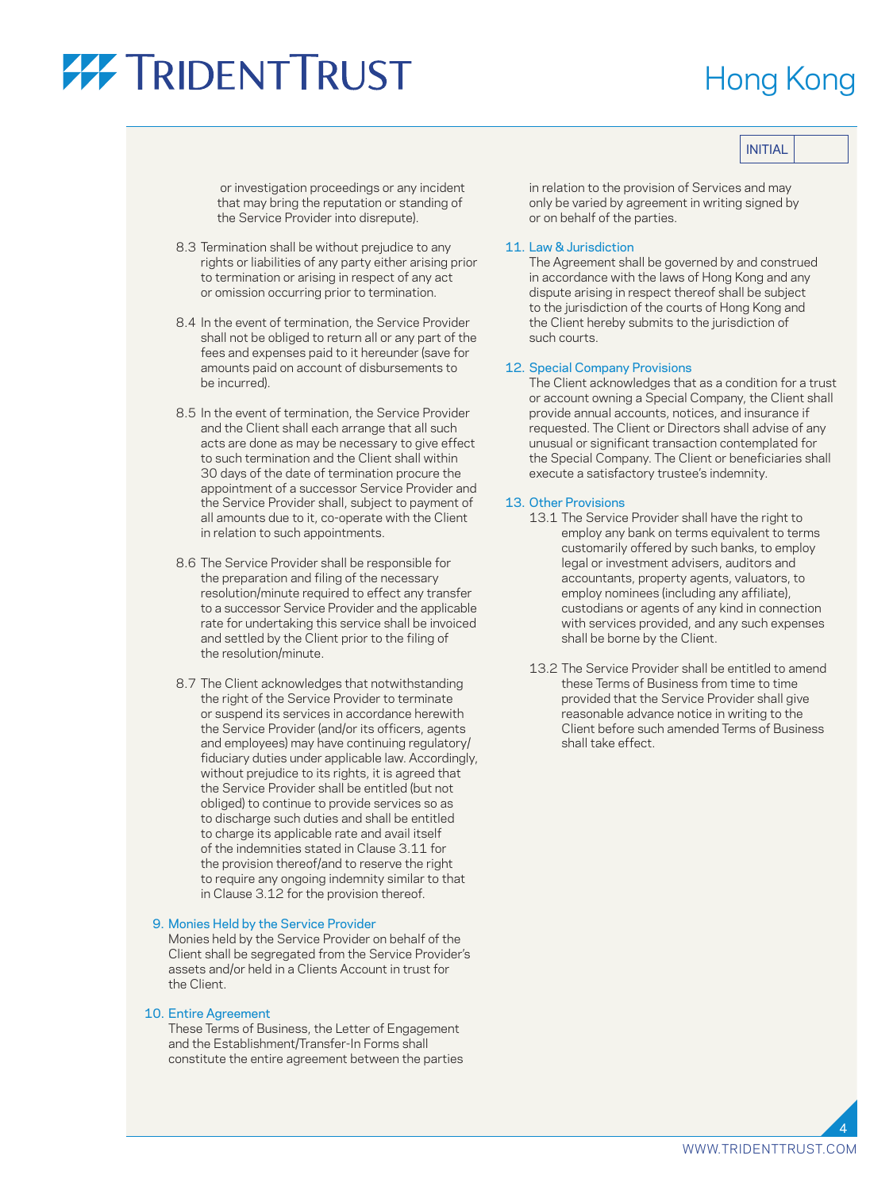or investigation proceedings or any incident that may bring the reputation or standing of the Service Provider into disrepute).

8.3 Termination shall be without prejudice to any rights or liabilities of any party either arising prior to termination or arising in respect of any act or omission occurring prior to termination.

8.4 In the event of termination, the Service Provider shall not be obliged to return all or any part of the fees and expenses paid to it hereunder (save for amounts paid on account of disbursements to be incurred).

8.5 In the event of termination, the Service Provider and the Client shall each arrange that all such acts are done as may be necessary to give effect to such termination and the Client shall within 30 days of the date of termination procure the appointment of a successor Service Provider and the Service Provider shall, subject to payment of all amounts due to it, co-operate with the Client in relation to such appointments.

8.6 The Service Provider shall be responsible for the preparation and filing of the necessary resolution/minute required to effect any transfer to a successor Service Provider and the applicable rate for undertaking this service shall be invoiced and settled by the Client prior to the filing of the resolution/minute.

8.7 The Client acknowledges that notwithstanding the right of the Service Provider to terminate or suspend its services in accordance herewith the Service Provider (and/or its officers, agents and employees) may have continuing regulatory/fiduciary duties under applicable law. Accordingly, without prejudice to its rights, it is agreed that the Service Provider shall be entitled (but not obliged) to continue to provide services so as to discharge such duties and shall be entitled to charge its applicable rate and avail itself of the indemnities stated in Clause 3.11 for the provision thereof/and to reserve the right to require any ongoing indemnity similar to that in Clause 3.12 for the provision thereof.

## 9. Monies Held by the Service Provider

Monies held by the Service Provider on behalf of the Client shall be segregated from the Service Provider's assets and/or held in a Clients Account in trust for the Client.

## 10. Entire Agreement

These Terms of Business, the Letter of Engagement and the Establishment/Transfer-In Forms shall constitute the entire agreement between the parties in relation to the provision of Services and may only be varied by agreement in writing signed by or on behalf of the parties.

## 11. Law & Jurisdiction

The Agreement shall be governed by and construed in accordance with the laws of Hong Kong and any dispute arising in respect thereof shall be subject to the jurisdiction of the courts of Hong Kong and the Client hereby submits to the jurisdiction of such courts.

## 12. Special Company Provisions

The Client acknowledges that as a condition for a trust or account owning a Special Company, the Client shall provide annual accounts, notices, and insurance if requested. The Client or Directors shall advise of any unusual or significant transaction contemplated for the Special Company. The Client or beneficiaries shall execute a satisfactory trustee's indemnity.

## 13. Other Provisions

13.1 The Service Provider shall have the right to employ any bank on terms equivalent to terms customarily offered by such banks, to employ legal or investment advisers, auditors and accountants, property agents, valuators, to employ nominees (including any affiliate), custodians or agents of any kind in connection with services provided, and any such expenses shall be borne by the Client.

13.2 The Service Provider shall be entitled to amend these Terms of Business from time to time provided that the Service Provider shall give reasonable advance notice in writing to the Client before such amended Terms of Business shall take effect.